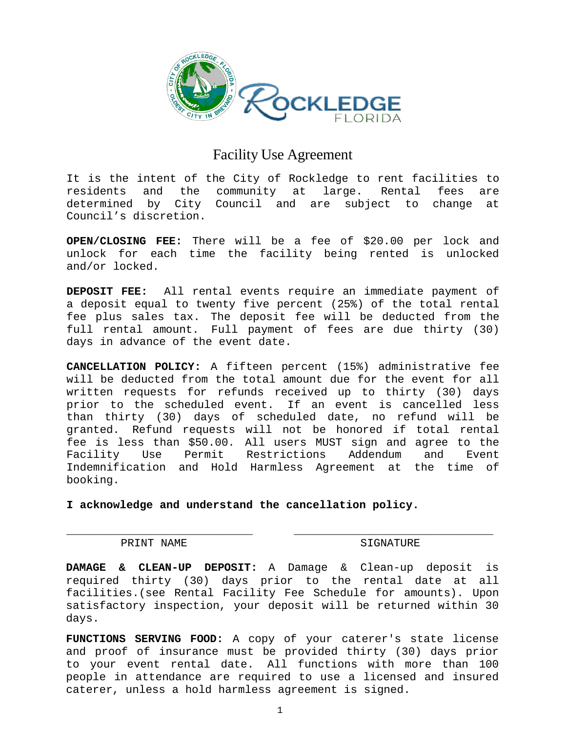# Facility Use Agreement

It is the intent of the City of Rockledge to rent facilities to residents and the community at large. Rental fees are determined by City Council and are subject to change at Council's discretion.

**OPEN/CLOSING FEE:** There will be a fee of $20.00 per lock and unlock for each time the facility being rented is unlocked and/or locked.

**DEPOSIT FEE:** All rental events require an immediate payment of a deposit equal to twenty five percent (25%) of the total rental fee plus sales tax. The deposit fee will be deducted from the full rental amount. Full payment of fees are due thirty (30) days in advance of the event date.

**CANCELLATION POLICY:** A fifteen percent (15%) administrative fee will be deducted from the total amount due for the event for all written requests for refunds received up to thirty (30) days prior to the scheduled event. If an event is cancelled less than thirty (30) days of scheduled date, no refund will be granted. Refund requests will not be honored if total rental fee is less than $50.00. All users MUST sign and agree to the Facility Use Permit Restrictions Addendum and Event Indemnification and Hold Harmless Agreement at the time of booking.

**I acknowledge and understand the cancellation policy.**

_____________________________ _______________________________

PRINT NAME SIGNATURE

**DAMAGE & CLEAN-UP DEPOSIT:** A Damage & Clean-up deposit is required thirty (30) days prior to the rental date at all facilities.(see Rental Facility Fee Schedule for amounts). Upon satisfactory inspection, your deposit will be returned within 30 days.

**FUNCTIONS SERVING FOOD:** A copy of your caterer's state license and proof of insurance must be provided thirty (30) days prior to your event rental date. All functions with more than 100 people in attendance are required to use a licensed and insured caterer, unless a hold harmless agreement is signed.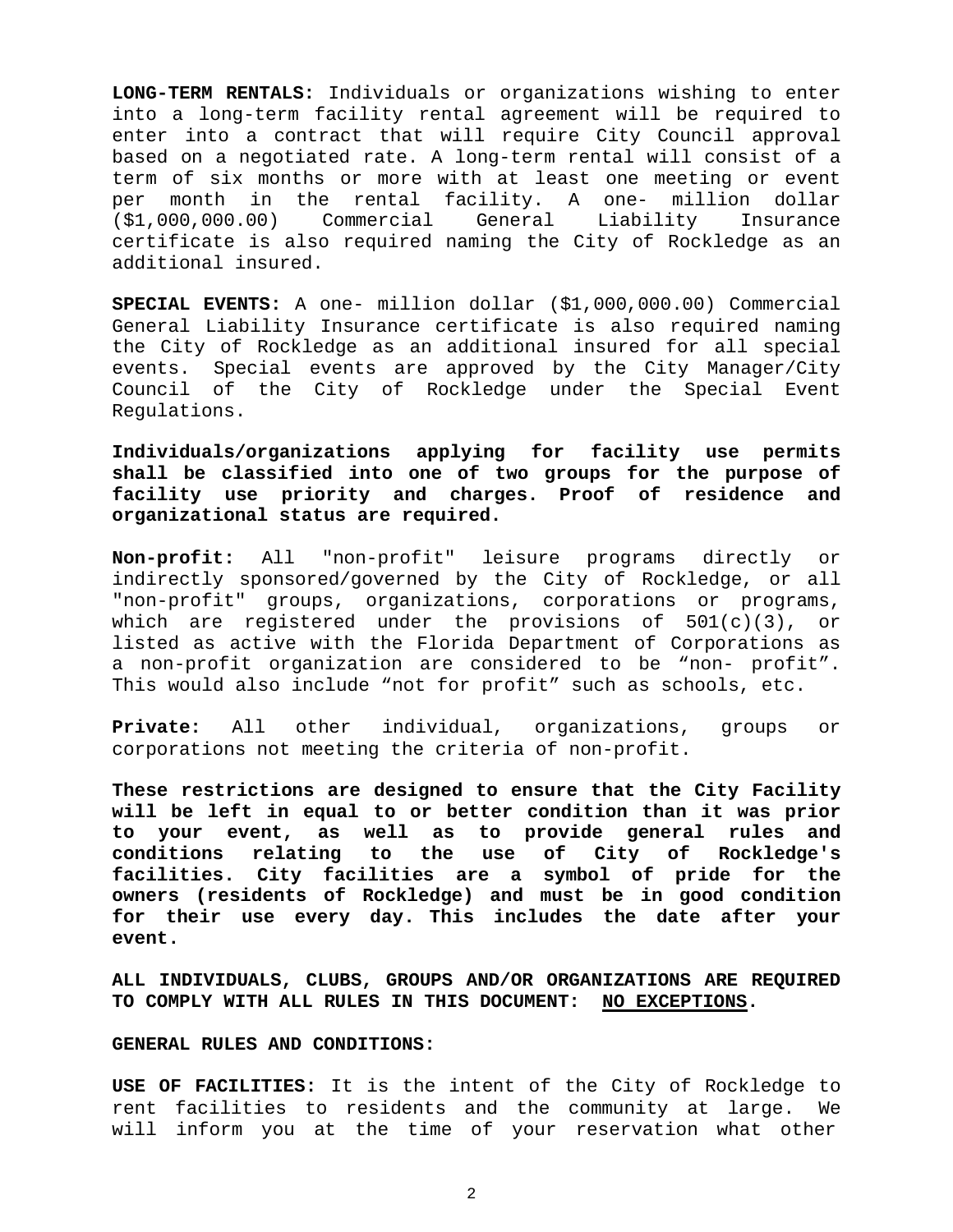**LONG-TERM RENTALS:** Individuals or organizations wishing to enter into a long-term facility rental agreement will be required to enter into a contract that will require City Council approval based on a negotiated rate. A long-term rental will consist of a term of six months or more with at least one meeting or event per month in the rental facility. A one- million dollar ($1,000,000.00) Commercial General Liability Insurance certificate is also required naming the City of Rockledge as an additional insured.

**SPECIAL EVENTS:** A one- million dollar ($1,000,000.00) Commercial General Liability Insurance certificate is also required naming the City of Rockledge as an additional insured for all special events. Special events are approved by the City Manager/City Council of the City of Rockledge under the Special Event Regulations.

**Individuals/organizations applying for facility use permits shall be classified into one of two groups for the purpose of facility use priority and charges. Proof of residence and organizational status are required.**

**Non-profit:** All "non-profit" leisure programs directly or indirectly sponsored/governed by the City of Rockledge, or all "non-profit" groups, organizations, corporations or programs, which are registered under the provisions of 501(c)(3), or listed as active with the Florida Department of Corporations as a non-profit organization are considered to be "non- profit". This would also include "not for profit" such as schools, etc.

**Private:** All other individual, organizations, groups or corporations not meeting the criteria of non-profit.

**These restrictions are designed to ensure that the City Facility will be left in equal to or better condition than it was prior to your event, as well as to provide general rules and conditions relating to the use of City of Rockledge's facilities. City facilities are a symbol of pride for the owners (residents of Rockledge) and must be in good condition for their use every day. This includes the date after your event.**

**ALL INDIVIDUALS, CLUBS, GROUPS AND/OR ORGANIZATIONS ARE REQUIRED TO COMPLY WITH ALL RULES IN THIS DOCUMENT: <u>NO EXCEPTIONS</u>.**

**GENERAL RULES AND CONDITIONS:**

**USE OF FACILITIES:** It is the intent of the City of Rockledge to rent facilities to residents and the community at large. We will inform you at the time of your reservation what other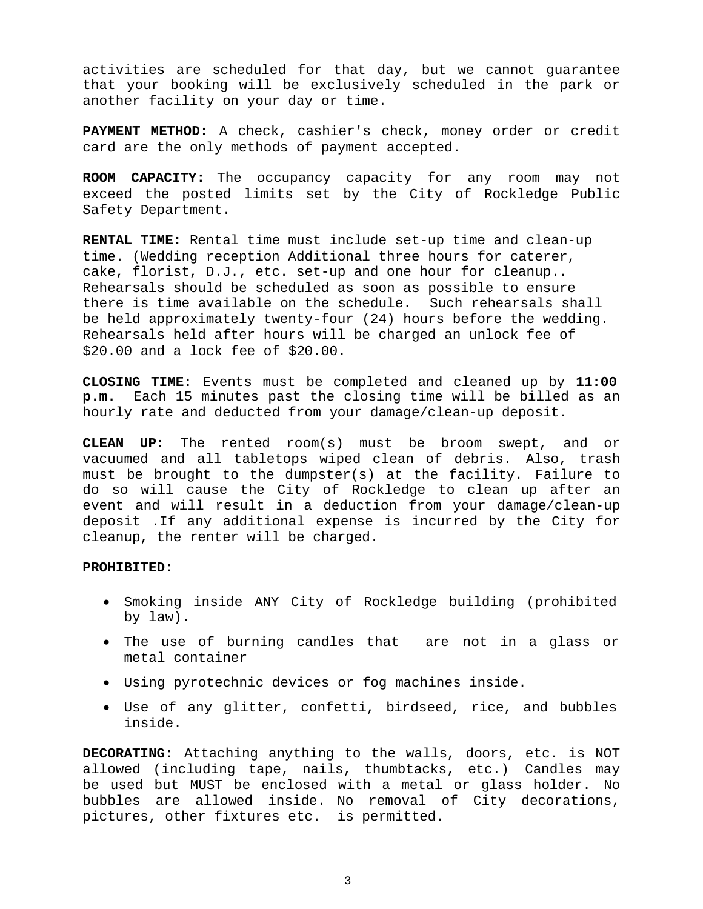activities are scheduled for that day, but we cannot guarantee that your booking will be exclusively scheduled in the park or another facility on your day or time.

**PAYMENT METHOD:** A check, cashier's check, money order or credit card are the only methods of payment accepted.

**ROOM CAPACITY:** The occupancy capacity for any room may not exceed the posted limits set by the City of Rockledge Public Safety Department.

**RENTAL TIME:** Rental time must include set-up time and clean-up time. (Wedding reception Additional three hours for caterer, cake, florist, D.J., etc. set-up and one hour for cleanup.. Rehearsals should be scheduled as soon as possible to ensure there is time available on the schedule. Such rehearsals shall be held approximately twenty-four (24) hours before the wedding. Rehearsals held after hours will be charged an unlock fee of $20.00 and a lock fee of $20.00.

**CLOSING TIME:** Events must be completed and cleaned up by **11:00 p.m.** Each 15 minutes past the closing time will be billed as an hourly rate and deducted from your damage/clean-up deposit.

**CLEAN UP:** The rented room(s) must be broom swept, and or vacuumed and all tabletops wiped clean of debris. Also, trash must be brought to the dumpster(s) at the facility. Failure to do so will cause the City of Rockledge to clean up after an event and will result in a deduction from your damage/clean-up deposit .If any additional expense is incurred by the City for cleanup, the renter will be charged.

**PROHIBITED:**

- Smoking inside ANY City of Rockledge building (prohibited by law).
- The use of burning candles that are not in a glass or metal container
- Using pyrotechnic devices or fog machines inside.
- Use of any glitter, confetti, birdseed, rice, and bubbles inside.

**DECORATING:** Attaching anything to the walls, doors, etc. is NOT allowed (including tape, nails, thumbtacks, etc.) Candles may be used but MUST be enclosed with a metal or glass holder. No bubbles are allowed inside. No removal of City decorations, pictures, other fixtures etc. is permitted.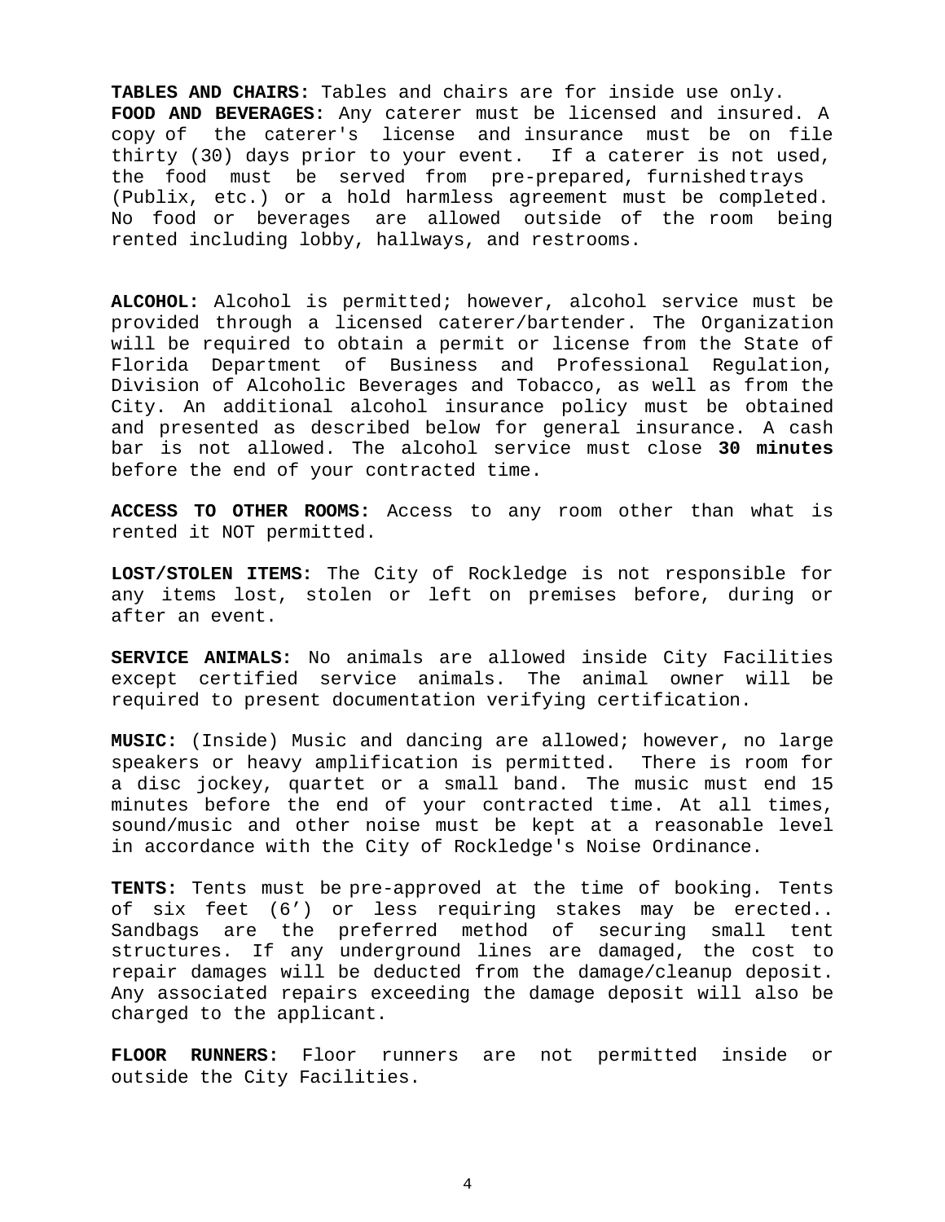**TABLES AND CHAIRS:** Tables and chairs are for inside use only.
**FOOD AND BEVERAGES:** Any caterer must be licensed and insured. A copy of the caterer's license and insurance must be on file thirty (30) days prior to your event. If a caterer is not used, the food must be served from pre-prepared, furnished trays (Publix, etc.) or a hold harmless agreement must be completed. No food or beverages are allowed outside of the room being rented including lobby, hallways, and restrooms.

**ALCOHOL:** Alcohol is permitted; however, alcohol service must be provided through a licensed caterer/bartender. The Organization will be required to obtain a permit or license from the State of Florida Department of Business and Professional Regulation, Division of Alcoholic Beverages and Tobacco, as well as from the City. An additional alcohol insurance policy must be obtained and presented as described below for general insurance. A cash bar is not allowed. The alcohol service must close **30 minutes** before the end of your contracted time.

**ACCESS TO OTHER ROOMS:** Access to any room other than what is rented it NOT permitted.

**LOST/STOLEN ITEMS:** The City of Rockledge is not responsible for any items lost, stolen or left on premises before, during or after an event.

**SERVICE ANIMALS:** No animals are allowed inside City Facilities except certified service animals. The animal owner will be required to present documentation verifying certification.

**MUSIC:** (Inside) Music and dancing are allowed; however, no large speakers or heavy amplification is permitted. There is room for a disc jockey, quartet or a small band. The music must end 15 minutes before the end of your contracted time. At all times, sound/music and other noise must be kept at a reasonable level in accordance with the City of Rockledge's Noise Ordinance.

**TENTS:** Tents must be pre-approved at the time of booking. Tents of six feet (6') or less requiring stakes may be erected.. Sandbags are the preferred method of securing small tent structures. If any underground lines are damaged, the cost to repair damages will be deducted from the damage/cleanup deposit. Any associated repairs exceeding the damage deposit will also be charged to the applicant.

**FLOOR RUNNERS:** Floor runners are not permitted inside or outside the City Facilities.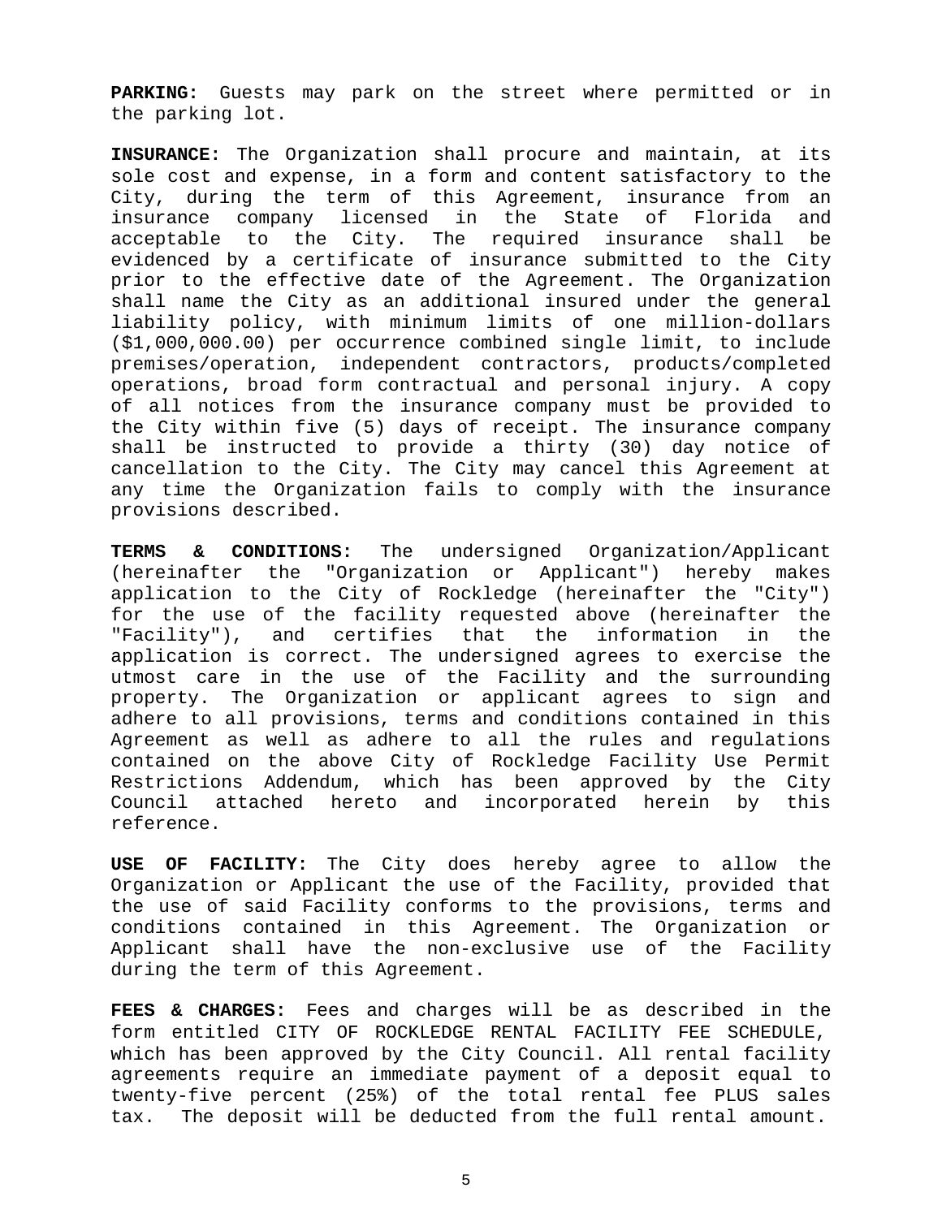**PARKING:** Guests may park on the street where permitted or in the parking lot.

**INSURANCE:** The Organization shall procure and maintain, at its sole cost and expense, in a form and content satisfactory to the City, during the term of this Agreement, insurance from an insurance company licensed in the State of Florida and acceptable to the City. The required insurance shall be evidenced by a certificate of insurance submitted to the City prior to the effective date of the Agreement. The Organization shall name the City as an additional insured under the general liability policy, with minimum limits of one million-dollars ($1,000,000.00) per occurrence combined single limit, to include premises/operation, independent contractors, products/completed operations, broad form contractual and personal injury. A copy of all notices from the insurance company must be provided to the City within five (5) days of receipt. The insurance company shall be instructed to provide a thirty (30) day notice of cancellation to the City. The City may cancel this Agreement at any time the Organization fails to comply with the insurance provisions described.

**TERMS & CONDITIONS:** The undersigned Organization/Applicant (hereinafter the "Organization or Applicant") hereby makes application to the City of Rockledge (hereinafter the "City") for the use of the facility requested above (hereinafter the "Facility"), and certifies that the information in the application is correct. The undersigned agrees to exercise the utmost care in the use of the Facility and the surrounding property. The Organization or applicant agrees to sign and adhere to all provisions, terms and conditions contained in this Agreement as well as adhere to all the rules and regulations contained on the above City of Rockledge Facility Use Permit Restrictions Addendum, which has been approved by the City Council attached hereto and incorporated herein by this reference.

**USE OF FACILITY:** The City does hereby agree to allow the Organization or Applicant the use of the Facility, provided that the use of said Facility conforms to the provisions, terms and conditions contained in this Agreement. The Organization or Applicant shall have the non-exclusive use of the Facility during the term of this Agreement.

**FEES & CHARGES:** Fees and charges will be as described in the form entitled CITY OF ROCKLEDGE RENTAL FACILITY FEE SCHEDULE, which has been approved by the City Council. All rental facility agreements require an immediate payment of a deposit equal to twenty-five percent (25%) of the total rental fee PLUS sales tax. The deposit will be deducted from the full rental amount.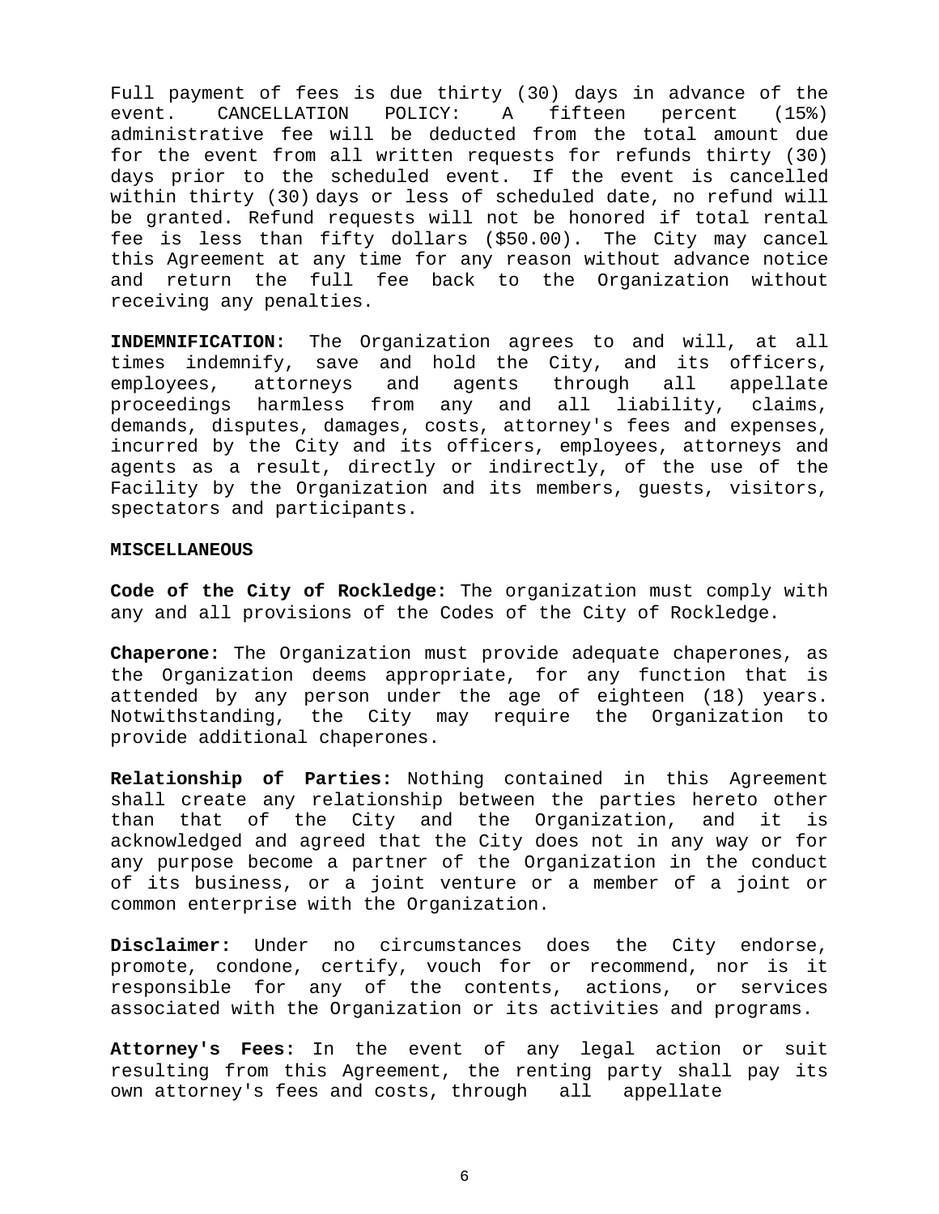Full payment of fees is due thirty (30) days in advance of the event. CANCELLATION POLICY: A fifteen percent (15%) administrative fee will be deducted from the total amount due for the event from all written requests for refunds thirty (30) days prior to the scheduled event. If the event is cancelled within thirty (30) days or less of scheduled date, no refund will be granted. Refund requests will not be honored if total rental fee is less than fifty dollars ($50.00). The City may cancel this Agreement at any time for any reason without advance notice and return the full fee back to the Organization without receiving any penalties.

**INDEMNIFICATION:** The Organization agrees to and will, at all times indemnify, save and hold the City, and its officers, employees, attorneys and agents through all appellate proceedings harmless from any and all liability, claims, demands, disputes, damages, costs, attorney's fees and expenses, incurred by the City and its officers, employees, attorneys and agents as a result, directly or indirectly, of the use of the Facility by the Organization and its members, guests, visitors, spectators and participants.

**MISCELLANEOUS**

**Code of the City of Rockledge:** The organization must comply with any and all provisions of the Codes of the City of Rockledge.

**Chaperone:** The Organization must provide adequate chaperones, as the Organization deems appropriate, for any function that is attended by any person under the age of eighteen (18) years. Notwithstanding, the City may require the Organization to provide additional chaperones.

**Relationship of Parties:** Nothing contained in this Agreement shall create any relationship between the parties hereto other than that of the City and the Organization, and it is acknowledged and agreed that the City does not in any way or for any purpose become a partner of the Organization in the conduct of its business, or a joint venture or a member of a joint or common enterprise with the Organization.

**Disclaimer:** Under no circumstances does the City endorse, promote, condone, certify, vouch for or recommend, nor is it responsible for any of the contents, actions, or services associated with the Organization or its activities and programs.

**Attorney's Fees:** In the event of any legal action or suit resulting from this Agreement, the renting party shall pay its own attorney's fees and costs, through all appellate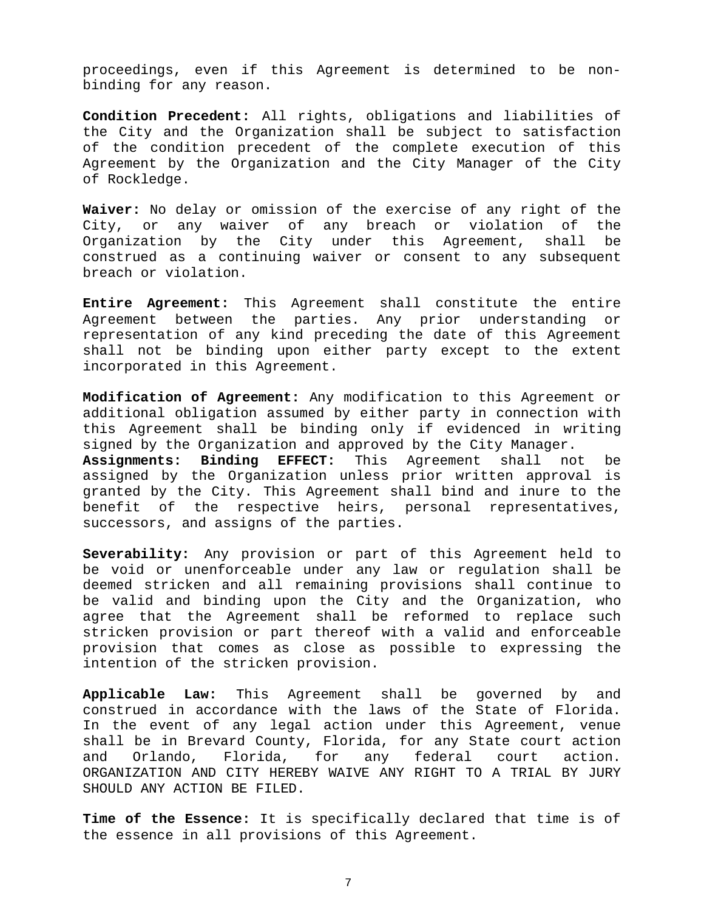proceedings, even if this Agreement is determined to be non-binding for any reason.

**Condition Precedent:** All rights, obligations and liabilities of the City and the Organization shall be subject to satisfaction of the condition precedent of the complete execution of this Agreement by the Organization and the City Manager of the City of Rockledge.

**Waiver:** No delay or omission of the exercise of any right of the City, or any waiver of any breach or violation of the Organization by the City under this Agreement, shall be construed as a continuing waiver or consent to any subsequent breach or violation.

**Entire Agreement:** This Agreement shall constitute the entire Agreement between the parties. Any prior understanding or representation of any kind preceding the date of this Agreement shall not be binding upon either party except to the extent incorporated in this Agreement.

**Modification of Agreement:** Any modification to this Agreement or additional obligation assumed by either party in connection with this Agreement shall be binding only if evidenced in writing signed by the Organization and approved by the City Manager.

**Assignments: Binding EFFECT:** This Agreement shall not be assigned by the Organization unless prior written approval is granted by the City. This Agreement shall bind and inure to the benefit of the respective heirs, personal representatives, successors, and assigns of the parties.

**Severability:** Any provision or part of this Agreement held to be void or unenforceable under any law or regulation shall be deemed stricken and all remaining provisions shall continue to be valid and binding upon the City and the Organization, who agree that the Agreement shall be reformed to replace such stricken provision or part thereof with a valid and enforceable provision that comes as close as possible to expressing the intention of the stricken provision.

**Applicable Law:** This Agreement shall be governed by and construed in accordance with the laws of the State of Florida. In the event of any legal action under this Agreement, venue shall be in Brevard County, Florida, for any State court action and Orlando, Florida, for any federal court action. ORGANIZATION AND CITY HEREBY WAIVE ANY RIGHT TO A TRIAL BY JURY SHOULD ANY ACTION BE FILED.

**Time of the Essence:** It is specifically declared that time is of the essence in all provisions of this Agreement.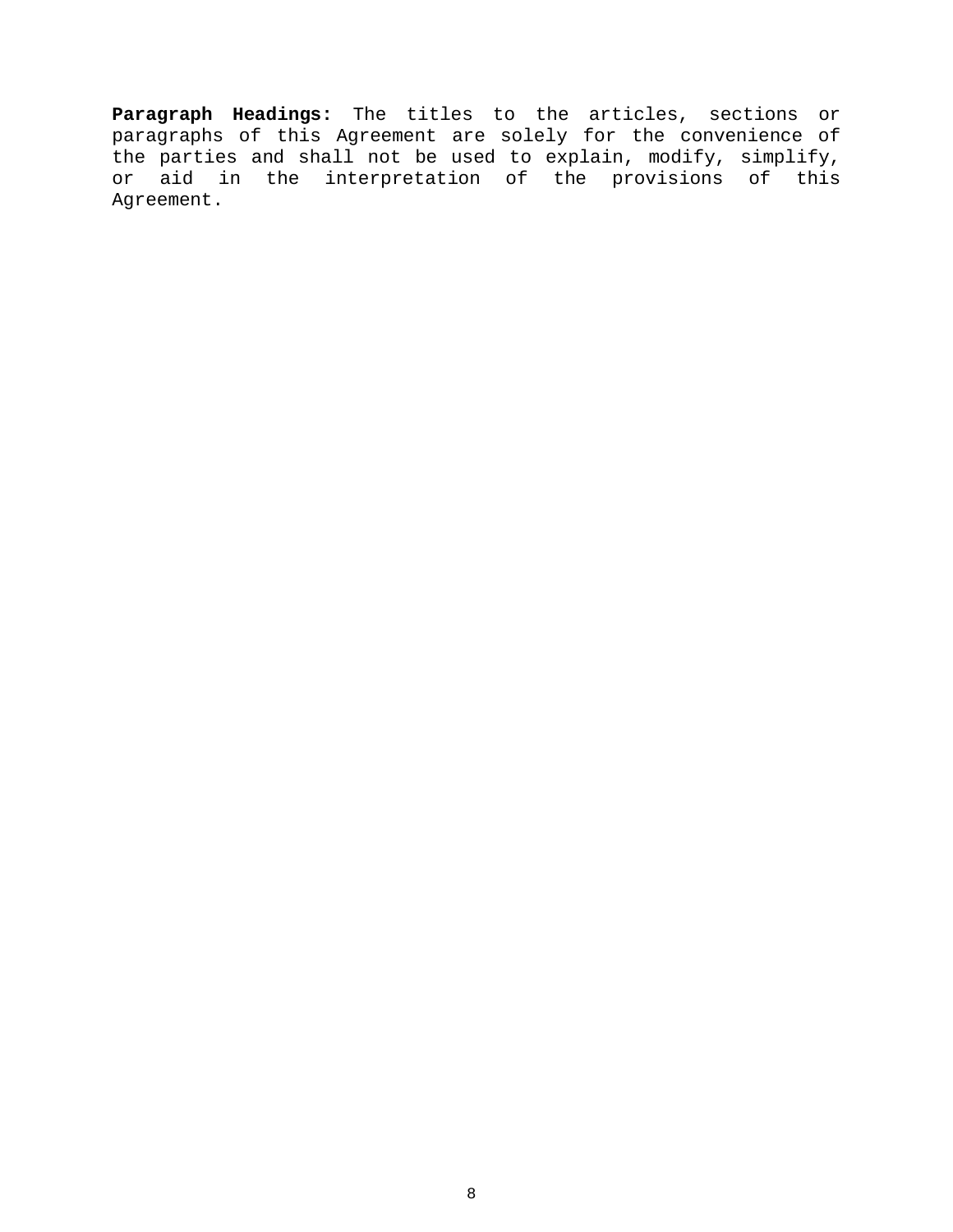**Paragraph Headings:** The titles to the articles, sections or paragraphs of this Agreement are solely for the convenience of the parties and shall not be used to explain, modify, simplify, or aid in the interpretation of the provisions of this Agreement.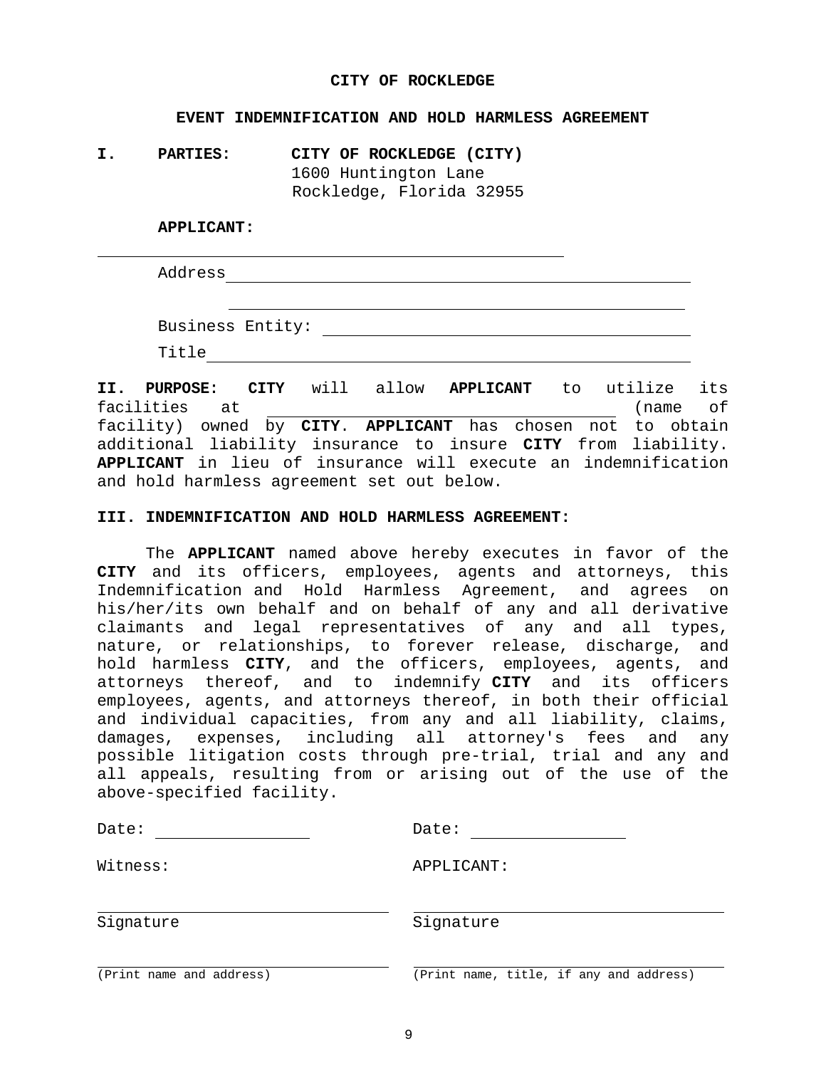**CITY OF ROCKLEDGE**

**EVENT INDEMNIFICATION AND HOLD HARMLESS AGREEMENT**

**I. PARTIES: CITY OF ROCKLEDGE (CITY)**
1600 Huntington Lane
Rockledge, Florida 32955

**APPLICANT:**

______________________________________________

Address ______________________________________________

______________________________________________

Business Entity: ______________________________________

Title ______________________________________________

**II. PURPOSE: CITY** will allow **APPLICANT** to utilize its facilities at ______________________________ (name of facility) owned by **CITY**. **APPLICANT** has chosen not to obtain additional liability insurance to insure **CITY** from liability. **APPLICANT** in lieu of insurance will execute an indemnification and hold harmless agreement set out below.

**III. INDEMNIFICATION AND HOLD HARMLESS AGREEMENT:**

The **APPLICANT** named above hereby executes in favor of the **CITY** and its officers, employees, agents and attorneys, this Indemnification and Hold Harmless Agreement, and agrees on his/her/its own behalf and on behalf of any and all derivative claimants and legal representatives of any and all types, nature, or relationships, to forever release, discharge, and hold harmless **CITY**, and the officers, employees, agents, and attorneys thereof, and to indemnify **CITY** and its officers employees, agents, and attorneys thereof, in both their official and individual capacities, from any and all liability, claims, damages, expenses, including all attorney's fees and any possible litigation costs through pre-trial, trial and any and all appeals, resulting from or arising out of the use of the above-specified facility.

| | |
|---|---|
| Date: ________________ | Date: ________________ |
| Witness: | APPLICANT: |
| ______________________________ | ______________________________ |
| Signature | Signature |
| ______________________________ | ______________________________ |
| (Print name and address) | (Print name, title, if any and address) |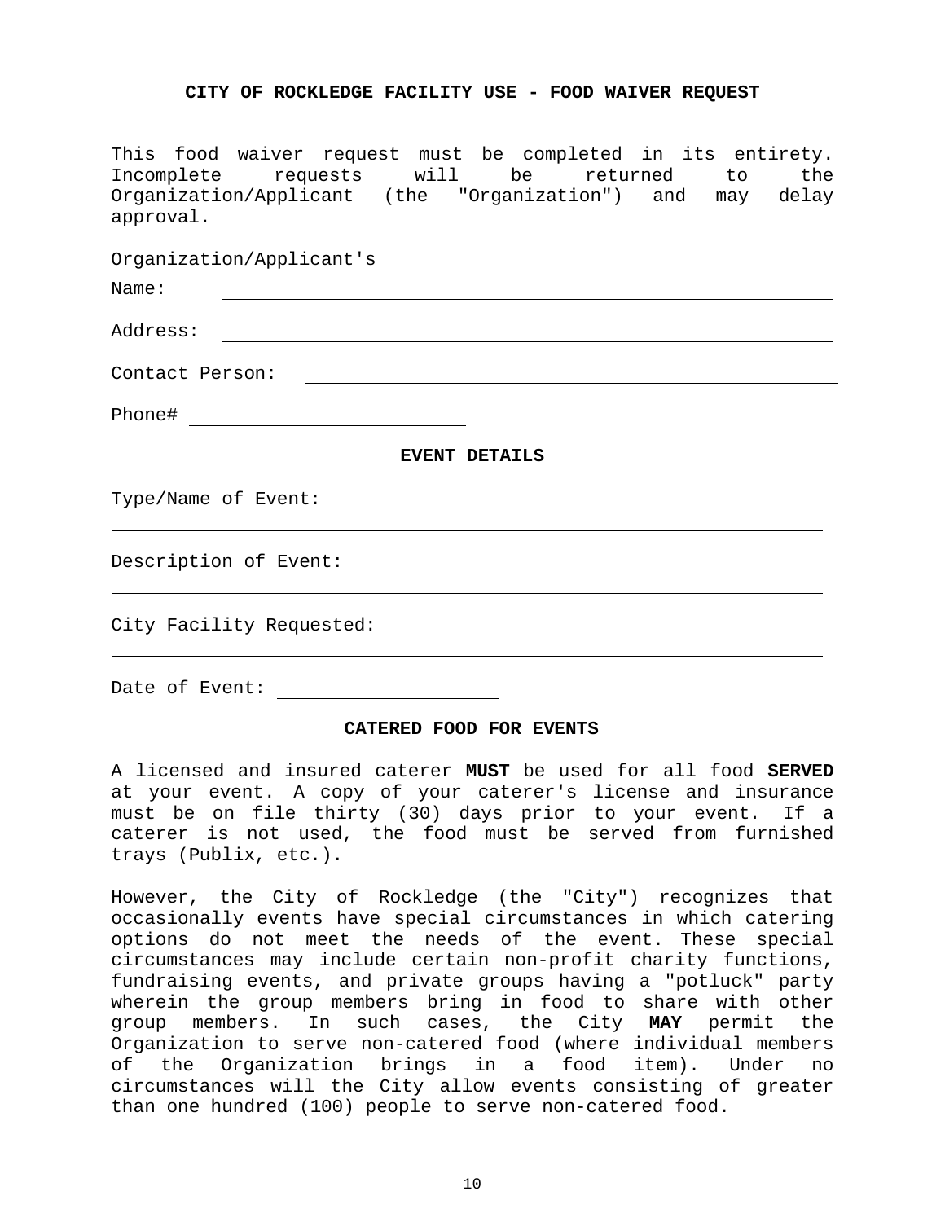## CITY OF ROCKLEDGE FACILITY USE - FOOD WAIVER REQUEST

This food waiver request must be completed in its entirety. Incomplete requests will be returned to the Organization/Applicant (the "Organization") and may delay approval.

Organization/Applicant's

Name: ______________________________________________

Address: ______________________________________________

Contact Person: ______________________________________________

Phone# ____________________

### EVENT DETAILS

Type/Name of Event:

______________________________________________

Description of Event:

______________________________________________

City Facility Requested:

______________________________________________

Date of Event: ____________________

### CATERED FOOD FOR EVENTS

A licensed and insured caterer **MUST** be used for all food **SERVED** at your event. A copy of your caterer's license and insurance must be on file thirty (30) days prior to your event. If a caterer is not used, the food must be served from furnished trays (Publix, etc.).

However, the City of Rockledge (the "City") recognizes that occasionally events have special circumstances in which catering options do not meet the needs of the event. These special circumstances may include certain non-profit charity functions, fundraising events, and private groups having a "potluck" party wherein the group members bring in food to share with other group members. In such cases, the City **MAY** permit the Organization to serve non-catered food (where individual members of the Organization brings in a food item). Under no circumstances will the City allow events consisting of greater than one hundred (100) people to serve non-catered food.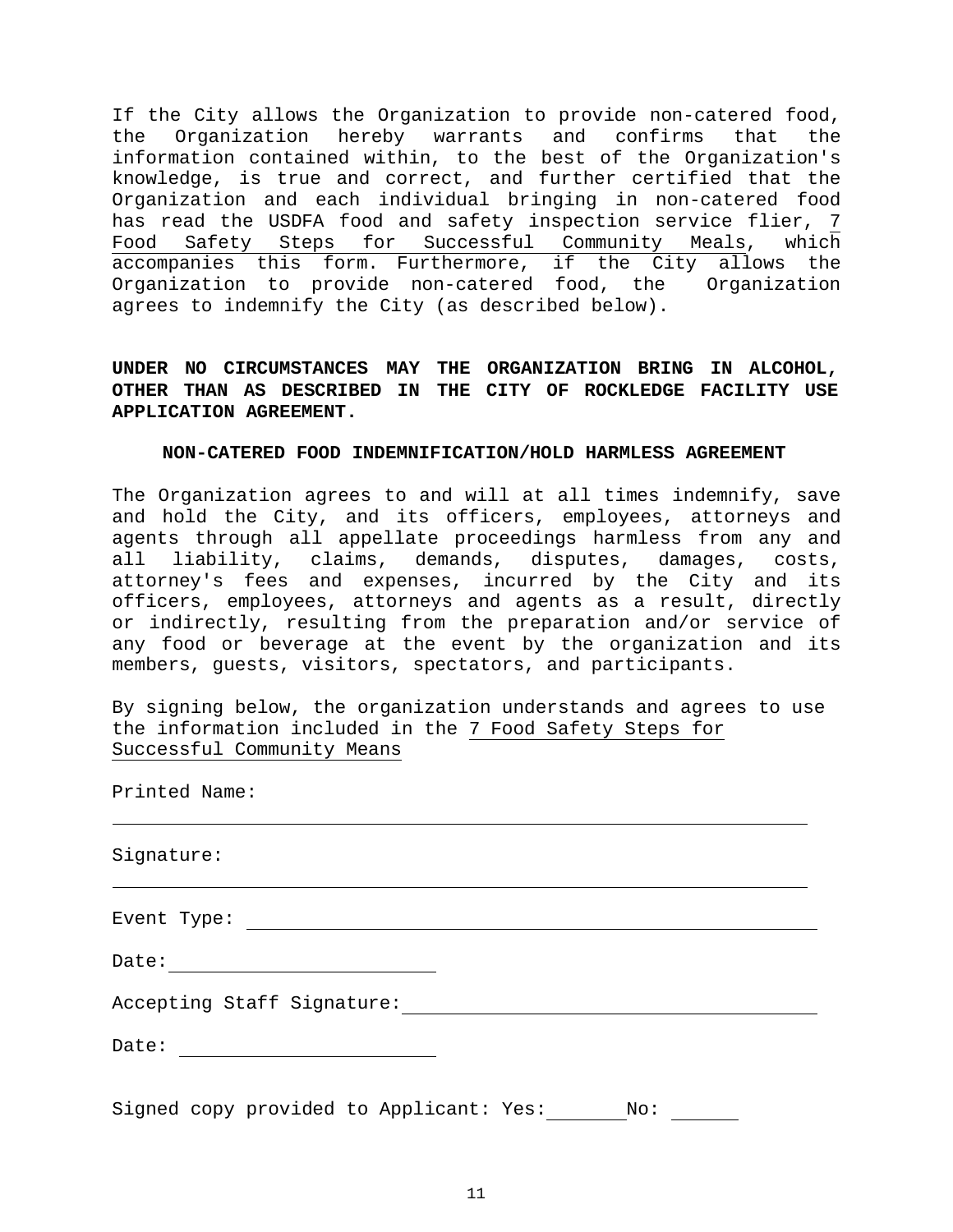If the City allows the Organization to provide non-catered food, the Organization hereby warrants and confirms that the information contained within, to the best of the Organization's knowledge, is true and correct, and further certified that the Organization and each individual bringing in non-catered food has read the USDFA food and safety inspection service flier, 7 Food Safety Steps for Successful Community Meals, which accompanies this form. Furthermore, if the City allows the Organization to provide non-catered food, the Organization agrees to indemnify the City (as described below).

**UNDER NO CIRCUMSTANCES MAY THE ORGANIZATION BRING IN ALCOHOL, OTHER THAN AS DESCRIBED IN THE CITY OF ROCKLEDGE FACILITY USE APPLICATION AGREEMENT.**

**NON-CATERED FOOD INDEMNIFICATION/HOLD HARMLESS AGREEMENT**

The Organization agrees to and will at all times indemnify, save and hold the City, and its officers, employees, attorneys and agents through all appellate proceedings harmless from any and all liability, claims, demands, disputes, damages, costs, attorney's fees and expenses, incurred by the City and its officers, employees, attorneys and agents as a result, directly or indirectly, resulting from the preparation and/or service of any food or beverage at the event by the organization and its members, guests, visitors, spectators, and participants.

By signing below, the organization understands and agrees to use the information included in the 7 Food Safety Steps for Successful Community Means

Printed Name: ______________________________

Signature: ______________________________

Event Type: ______________________________

Date: ______________________________

Accepting Staff Signature: ______________________________

Date: ______________________________

Signed copy provided to Applicant: Yes: ________ No: ________